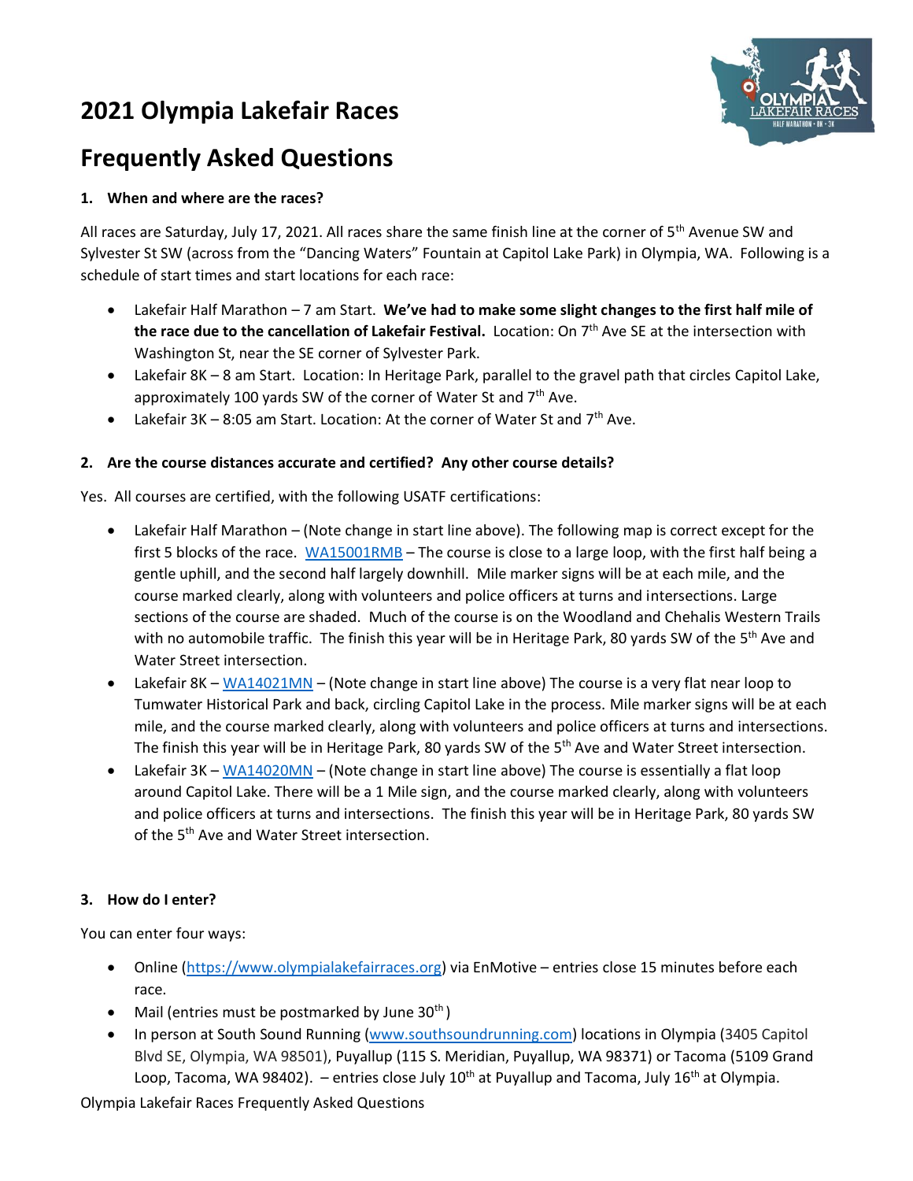# 2021 Olympia Lakefair Races

# Frequently Asked Questions

## 1. When and where are the races?

All races are Saturday, July 17, 2021. All races share the same finish line at the corner of 5th Avenue SW and Sylvester St SW (across from the "Dancing Waters" Fountain at Capitol Lake Park) in Olympia, WA. Following is a schedule of start times and start locations for each race:

- Lakefair Half Marathon – 7 am Start. **We've had to make some slight changes to the first half mile of the race due to the cancellation of Lakefair Festival.** Location: On 7th Ave SE at the intersection with Washington St, near the SE corner of Sylvester Park.
- Lakefair 8K – 8 am Start. Location: In Heritage Park, parallel to the gravel path that circles Capitol Lake, approximately 100 yards SW of the corner of Water St and 7th Ave.
- Lakefair 3K – 8:05 am Start. Location: At the corner of Water St and 7th Ave.

## 2. Are the course distances accurate and certified? Any other course details?

Yes. All courses are certified, with the following USATF certifications:

- Lakefair Half Marathon – (Note change in start line above). The following map is correct except for the first 5 blocks of the race. WA15001RMB – The course is close to a large loop, with the first half being a gentle uphill, and the second half largely downhill. Mile marker signs will be at each mile, and the course marked clearly, along with volunteers and police officers at turns and intersections. Large sections of the course are shaded. Much of the course is on the Woodland and Chehalis Western Trails with no automobile traffic. The finish this year will be in Heritage Park, 80 yards SW of the 5th Ave and Water Street intersection.
- Lakefair 8K – WA14021MN – (Note change in start line above) The course is a very flat near loop to Tumwater Historical Park and back, circling Capitol Lake in the process. Mile marker signs will be at each mile, and the course marked clearly, along with volunteers and police officers at turns and intersections. The finish this year will be in Heritage Park, 80 yards SW of the 5th Ave and Water Street intersection.
- Lakefair 3K – WA14020MN – (Note change in start line above) The course is essentially a flat loop around Capitol Lake. There will be a 1 Mile sign, and the course marked clearly, along with volunteers and police officers at turns and intersections. The finish this year will be in Heritage Park, 80 yards SW of the 5th Ave and Water Street intersection.

## 3. How do I enter?

You can enter four ways:

- Online (https://www.olympialakefairraces.org) via EnMotive – entries close 15 minutes before each race.
- Mail (entries must be postmarked by June 30th)
- In person at South Sound Running (www.southsoundrunning.com) locations in Olympia (3405 Capitol Blvd SE, Olympia, WA 98501), Puyallup (115 S. Meridian, Puyallup, WA 98371) or Tacoma (5109 Grand Loop, Tacoma, WA 98402). – entries close July 10th at Puyallup and Tacoma, July 16th at Olympia.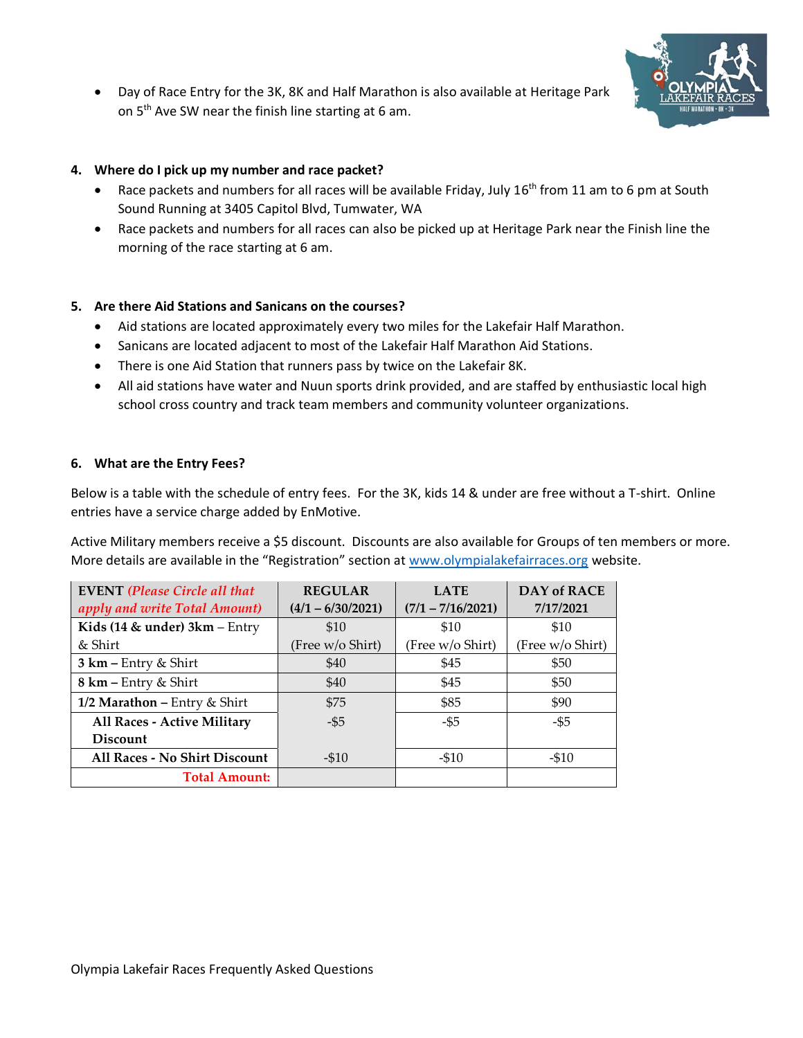- Day of Race Entry for the 3K, 8K and Half Marathon is also available at Heritage Park on 5th Ave SW near the finish line starting at 6 am.

4. **Where do I pick up my number and race packet?**
   - Race packets and numbers for all races will be available Friday, July 16th from 11 am to 6 pm at South Sound Running at 3405 Capitol Blvd, Tumwater, WA
   - Race packets and numbers for all races can also be picked up at Heritage Park near the Finish line the morning of the race starting at 6 am.

5. **Are there Aid Stations and Sanicans on the courses?**
   - Aid stations are located approximately every two miles for the Lakefair Half Marathon.
   - Sanicans are located adjacent to most of the Lakefair Half Marathon Aid Stations.
   - There is one Aid Station that runners pass by twice on the Lakefair 8K.
   - All aid stations have water and Nuun sports drink provided, and are staffed by enthusiastic local high school cross country and track team members and community volunteer organizations.

6. **What are the Entry Fees?**

Below is a table with the schedule of entry fees. For the 3K, kids 14 & under are free without a T-shirt. Online entries have a service charge added by EnMotive.

Active Military members receive a $5 discount. Discounts are also available for Groups of ten members or more. More details are available in the "Registration" section at [www.olympialakefairraces.org](http://www.olympialakefairraces.org) website.

| **EVENT** *(Please Circle all that apply and write Total Amount)* | **REGULAR (4/1 – 6/30/2021)** | **LATE (7/1 – 7/16/2021)** | **DAY of RACE 7/17/2021** |
|---|---|---|---|
| **Kids (14 & under) 3km** – Entry & Shirt | $10 (Free w/o Shirt) | $10 (Free w/o Shirt) | $10 (Free w/o Shirt) |
| **3 km** – Entry & Shirt | $40 | $45 | $50 |
| **8 km** – Entry & Shirt | $40 | $45 | $50 |
| **1/2 Marathon** – Entry & Shirt | $75 | $85 | $90 |
| **All Races - Active Military Discount** | -$5 | -$5 | -$5 |
| **All Races - No Shirt Discount** | -$10 | -$10 | -$10 |
| **Total Amount:** | | | |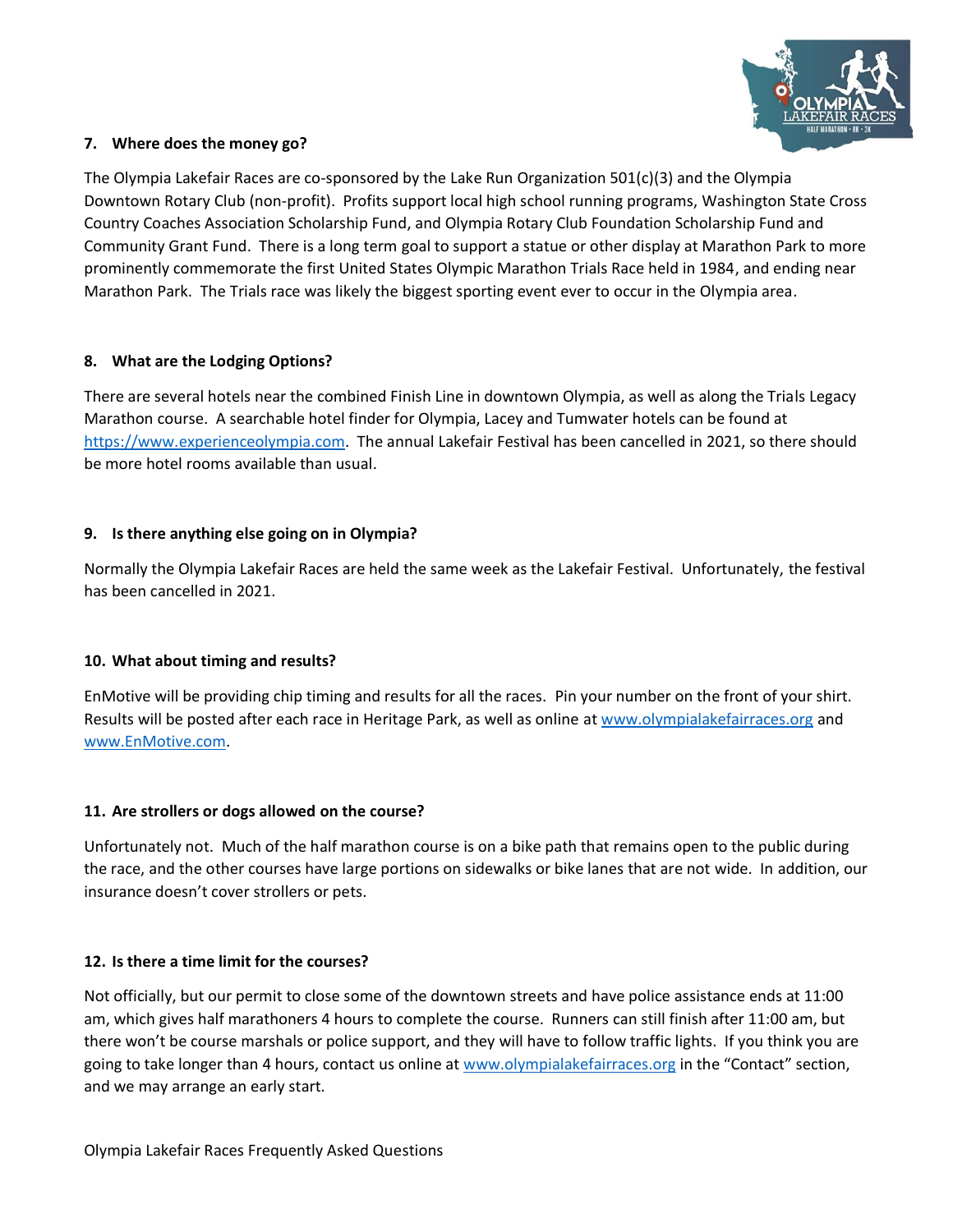### 7. Where does the money go?

The Olympia Lakefair Races are co-sponsored by the Lake Run Organization 501(c)(3) and the Olympia Downtown Rotary Club (non-profit). Profits support local high school running programs, Washington State Cross Country Coaches Association Scholarship Fund, and Olympia Rotary Club Foundation Scholarship Fund and Community Grant Fund. There is a long term goal to support a statue or other display at Marathon Park to more prominently commemorate the first United States Olympic Marathon Trials Race held in 1984, and ending near Marathon Park. The Trials race was likely the biggest sporting event ever to occur in the Olympia area.

### 8. What are the Lodging Options?

There are several hotels near the combined Finish Line in downtown Olympia, as well as along the Trials Legacy Marathon course. A searchable hotel finder for Olympia, Lacey and Tumwater hotels can be found at https://www.experienceolympia.com. The annual Lakefair Festival has been cancelled in 2021, so there should be more hotel rooms available than usual.

### 9. Is there anything else going on in Olympia?

Normally the Olympia Lakefair Races are held the same week as the Lakefair Festival. Unfortunately, the festival has been cancelled in 2021.

### 10. What about timing and results?

EnMotive will be providing chip timing and results for all the races. Pin your number on the front of your shirt. Results will be posted after each race in Heritage Park, as well as online at www.olympialakefairraces.org and www.EnMotive.com.

### 11. Are strollers or dogs allowed on the course?

Unfortunately not. Much of the half marathon course is on a bike path that remains open to the public during the race, and the other courses have large portions on sidewalks or bike lanes that are not wide. In addition, our insurance doesn't cover strollers or pets.

### 12. Is there a time limit for the courses?

Not officially, but our permit to close some of the downtown streets and have police assistance ends at 11:00 am, which gives half marathoners 4 hours to complete the course. Runners can still finish after 11:00 am, but there won't be course marshals or police support, and they will have to follow traffic lights. If you think you are going to take longer than 4 hours, contact us online at www.olympialakefairraces.org in the "Contact" section, and we may arrange an early start.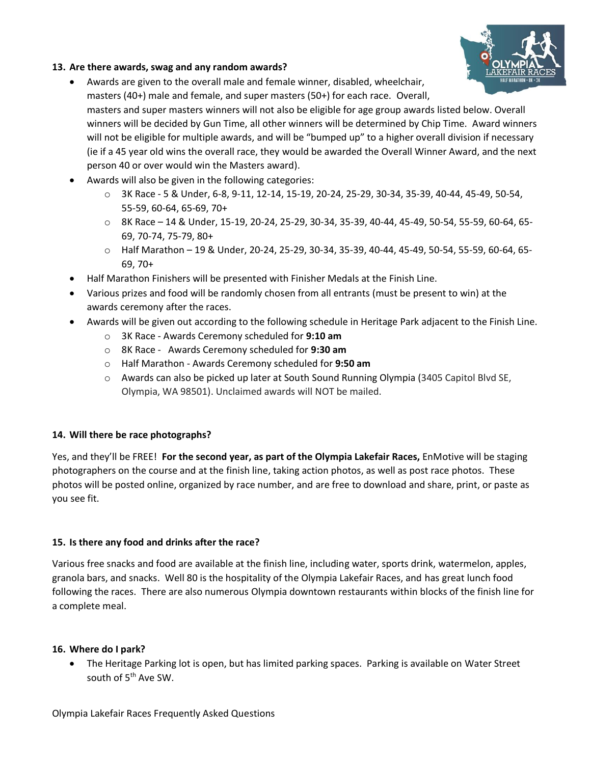**13. Are there awards, swag and any random awards?**

- Awards are given to the overall male and female winner, disabled, wheelchair, masters (40+) male and female, and super masters (50+) for each race. Overall, masters and super masters winners will not also be eligible for age group awards listed below. Overall winners will be decided by Gun Time, all other winners will be determined by Chip Time. Award winners will not be eligible for multiple awards, and will be "bumped up" to a higher overall division if necessary (ie if a 45 year old wins the overall race, they would be awarded the Overall Winner Award, and the next person 40 or over would win the Masters award).
- Awards will also be given in the following categories:
  - 3K Race - 5 & Under, 6-8, 9-11, 12-14, 15-19, 20-24, 25-29, 30-34, 35-39, 40-44, 45-49, 50-54, 55-59, 60-64, 65-69, 70+
  - 8K Race – 14 & Under, 15-19, 20-24, 25-29, 30-34, 35-39, 40-44, 45-49, 50-54, 55-59, 60-64, 65-69, 70-74, 75-79, 80+
  - Half Marathon – 19 & Under, 20-24, 25-29, 30-34, 35-39, 40-44, 45-49, 50-54, 55-59, 60-64, 65-69, 70+
- Half Marathon Finishers will be presented with Finisher Medals at the Finish Line.
- Various prizes and food will be randomly chosen from all entrants (must be present to win) at the awards ceremony after the races.
- Awards will be given out according to the following schedule in Heritage Park adjacent to the Finish Line.
  - 3K Race - Awards Ceremony scheduled for **9:10 am**
  - 8K Race - Awards Ceremony scheduled for **9:30 am**
  - Half Marathon - Awards Ceremony scheduled for **9:50 am**
  - Awards can also be picked up later at South Sound Running Olympia (3405 Capitol Blvd SE, Olympia, WA 98501). Unclaimed awards will NOT be mailed.

**14. Will there be race photographs?**

Yes, and they'll be FREE! **For the second year, as part of the Olympia Lakefair Races,** EnMotive will be staging photographers on the course and at the finish line, taking action photos, as well as post race photos. These photos will be posted online, organized by race number, and are free to download and share, print, or paste as you see fit.

**15. Is there any food and drinks after the race?**

Various free snacks and food are available at the finish line, including water, sports drink, watermelon, apples, granola bars, and snacks. Well 80 is the hospitality of the Olympia Lakefair Races, and has great lunch food following the races. There are also numerous Olympia downtown restaurants within blocks of the finish line for a complete meal.

**16. Where do I park?**

- The Heritage Parking lot is open, but has limited parking spaces. Parking is available on Water Street south of 5th Ave SW.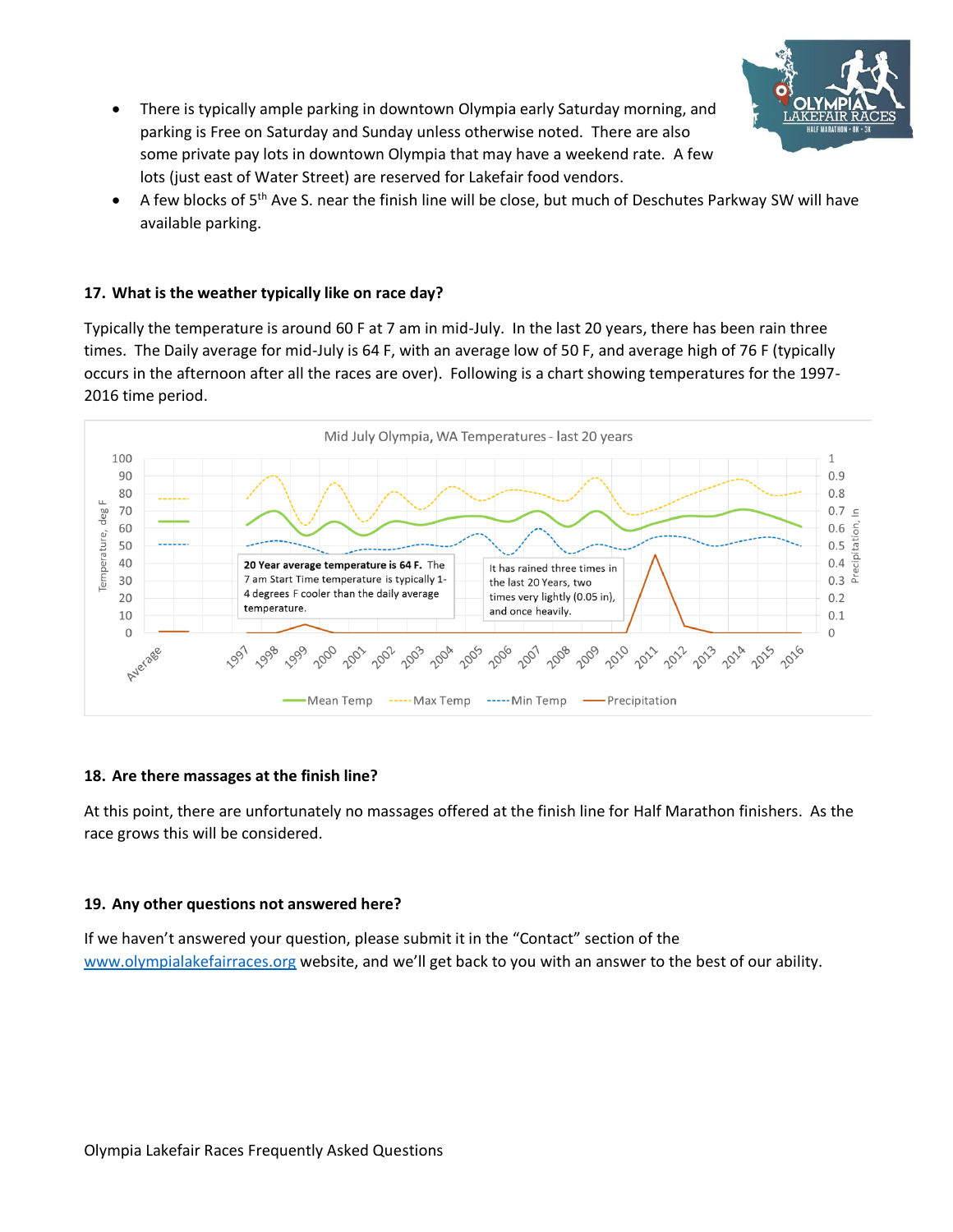- There is typically ample parking in downtown Olympia early Saturday morning, and parking is Free on Saturday and Sunday unless otherwise noted. There are also some private pay lots in downtown Olympia that may have a weekend rate. A few lots (just east of Water Street) are reserved for Lakefair food vendors.
- A few blocks of 5th Ave S. near the finish line will be close, but much of Deschutes Parkway SW will have available parking.

**17. What is the weather typically like on race day?**

Typically the temperature is around 60 F at 7 am in mid-July. In the last 20 years, there has been rain three times. The Daily average for mid-July is 64 F, with an average low of 50 F, and average high of 76 F (typically occurs in the afternoon after all the races are over). Following is a chart showing temperatures for the 1997-2016 time period.

Mid July Olympia, WA Temperatures - last 20 years

Temperature, deg F: 0, 10, 20, 30, 40, 50, 60, 70, 80, 90, 100

Precipitation, In: 0, 0.1, 0.2, 0.3, 0.4, 0.5, 0.6, 0.7, 0.8, 0.9, 1

Average, 1997, 1998, 1999, 2000, 2001, 2002, 2003, 2004, 2005, 2006, 2007, 2008, 2009, 2010, 2011, 2012, 2013, 2014, 2015, 2016

**20 Year average temperature is 64 F.** The 7 am Start Time temperature is typically 1-4 degrees F cooler than the daily average temperature.

It has rained three times in the last 20 Years, two times very lightly (0.05 in), and once heavily.

Mean Temp, Max Temp, Min Temp, Precipitation

**18. Are there massages at the finish line?**

At this point, there are unfortunately no massages offered at the finish line for Half Marathon finishers. As the race grows this will be considered.

**19. Any other questions not answered here?**

If we haven't answered your question, please submit it in the "Contact" section of the [www.olympialakefairraces.org](http://www.olympialakefairraces.org) website, and we'll get back to you with an answer to the best of our ability.